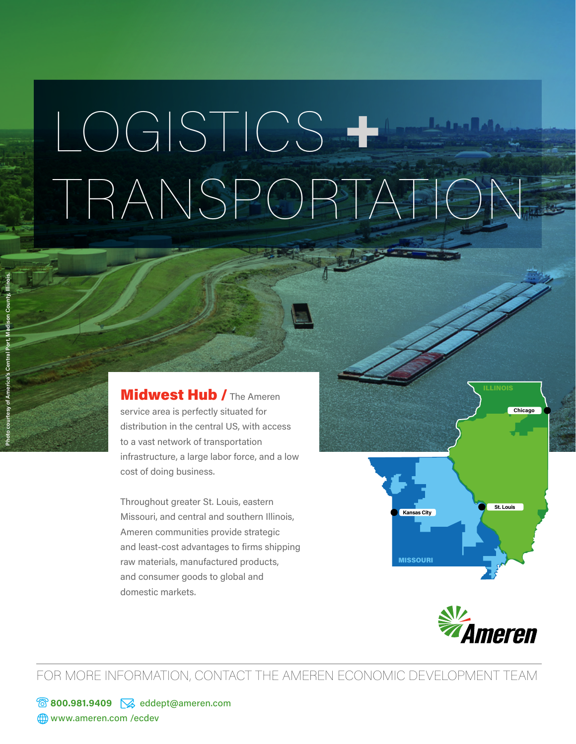# LOGISTICS + TRANSPORTATION

Photo courtesy of America's Central Port, Madison County, Illinois.

**Midwest Hub /** The Ameren service area is perfectly situated for distribution in the central US, with access to a vast network of transportation infrastructure, a large labor force, and a low cost of doing business.

Throughout greater St. Louis, eastern Missouri, and central and southern Illinois, Ameren communities provide strategic and least-cost advantages to firms shipping raw materials, manufactured products, and consumer goods to global and domestic markets.

ILLINOIS

Chicago

Kansas City

St. Louis

MISSOURI

Ameren

FOR MORE INFORMATION, CONTACT THE AMEREN ECONOMIC DEVELOPMENT TEAM

**800.981.9409** eddept@ameren.com

www.ameren.com /ecdev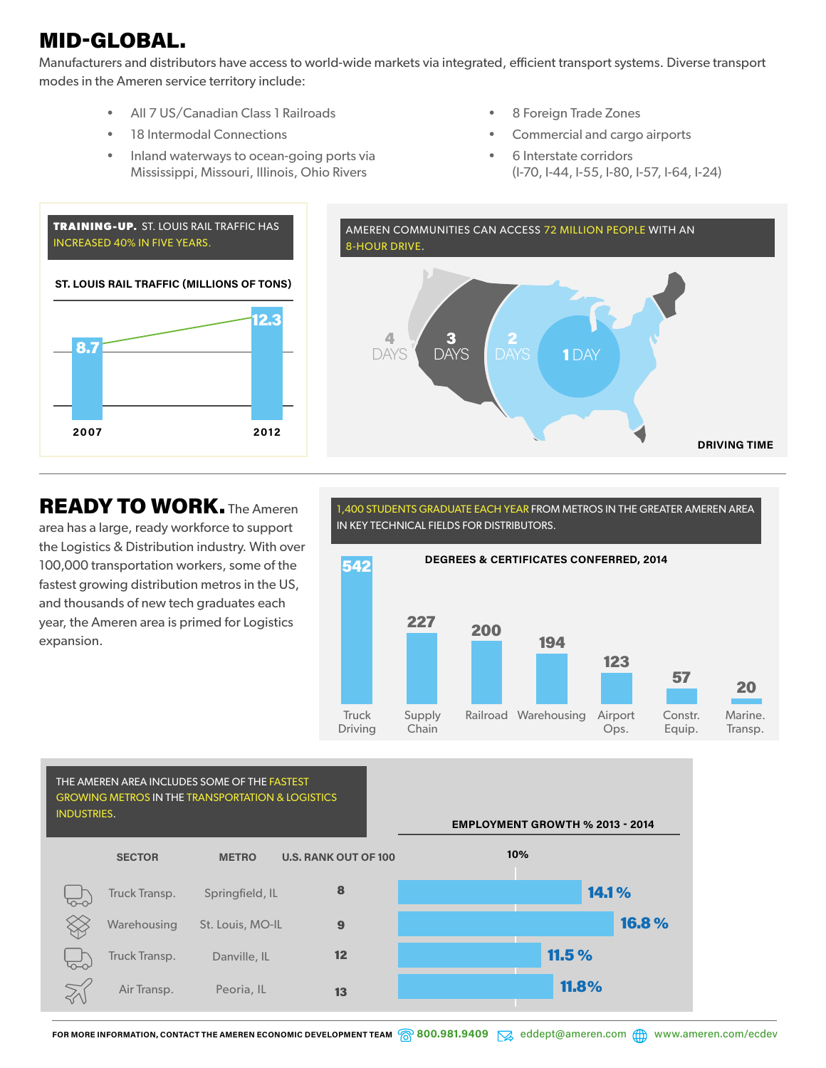# MID-GLOBAL.

Manufacturers and distributors have access to world-wide markets via integrated, efficient transport systems. Diverse transport modes in the Ameren service territory include:

- All 7 US/Canadian Class 1 Railroads
- 18 Intermodal Connections
- Inland waterways to ocean-going ports via Mississippi, Missouri, Illinois, Ohio Rivers
- 8 Foreign Trade Zones
- Commercial and cargo airports
- 6 Interstate corridors (I-70, I-44, I-55, I-80, I-57, I-64, I-24)

**TRAINING-UP.** ST. LOUIS RAIL TRAFFIC HAS INCREASED 40% IN FIVE YEARS.

ST. LOUIS RAIL TRAFFIC (MILLIONS OF TONS)

8.7
12.3
2007
2012

AMEREN COMMUNITIES CAN ACCESS 72 MILLION PEOPLE WITH AN 8-HOUR DRIVE.

4 DAYS
3 DAYS
2 DAYS
1 DAY

DRIVING TIME

# READY TO WORK.

The Ameren area has a large, ready workforce to support the Logistics & Distribution industry. With over 100,000 transportation workers, some of the fastest growing distribution metros in the US, and thousands of new tech graduates each year, the Ameren area is primed for Logistics expansion.

1,400 STUDENTS GRADUATE EACH YEAR FROM METROS IN THE GREATER AMEREN AREA IN KEY TECHNICAL FIELDS FOR DISTRIBUTORS.

DEGREES & CERTIFICATES CONFERRED, 2014

542 Truck Driving
227 Supply Chain
200 Railroad
194 Warehousing
123 Airport Ops.
57 Constr. Equip.
20 Marine. Transp.

THE AMEREN AREA INCLUDES SOME OF THE FASTEST GROWING METROS IN THE TRANSPORTATION & LOGISTICS INDUSTRIES.

| SECTOR | METRO | U.S. RANK OUT OF 100 | EMPLOYMENT GROWTH % 2013 - 2014 |
|---|---|---|---|
| Truck Transp. | Springfield, IL | 8 | 14.1 % |
| Warehousing | St. Louis, MO-IL | 9 | 16.8 % |
| Truck Transp. | Danville, IL | 12 | 11.5 % |
| Air Transp. | Peoria, IL | 13 | 11.8% |

10%

FOR MORE INFORMATION, CONTACT THE AMEREN ECONOMIC DEVELOPMENT TEAM 800.981.9409 eddept@ameren.com www.ameren.com/ecdev